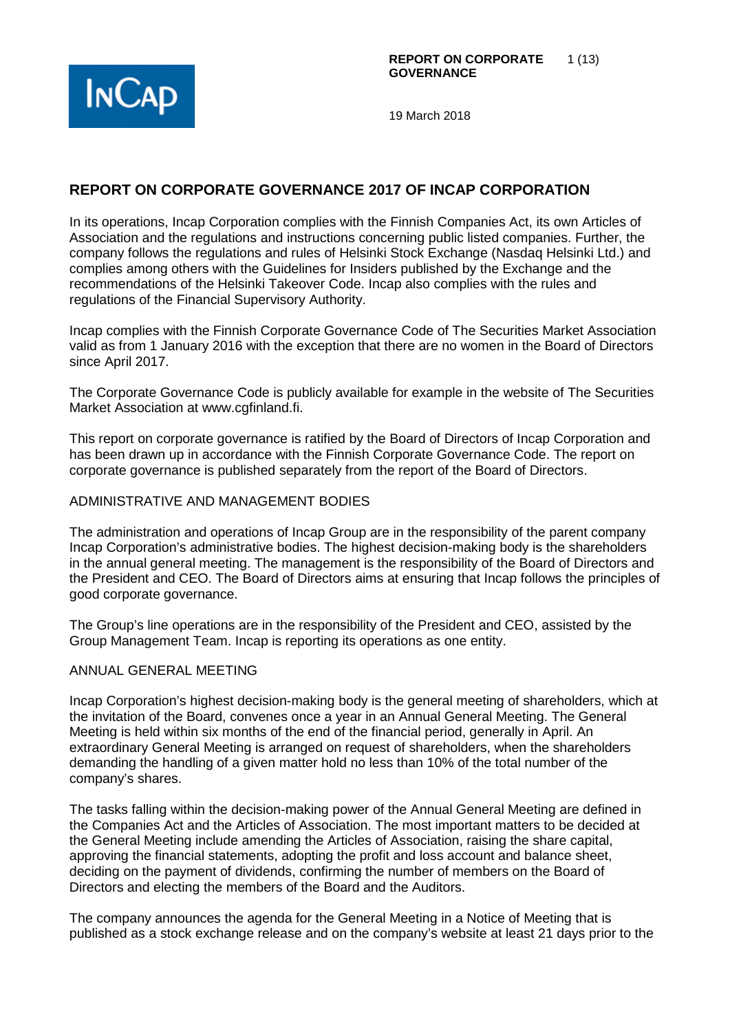**REPORT ON CORPORATE GOVERNANCE**

19 March 2018

# REPORT ON CORPORATE GOVERNANCE 2017 OF INCAP CORPORATION

In its operations, Incap Corporation complies with the Finnish Companies Act, its own Articles of Association and the regulations and instructions concerning public listed companies. Further, the company follows the regulations and rules of Helsinki Stock Exchange (Nasdaq Helsinki Ltd.) and complies among others with the Guidelines for Insiders published by the Exchange and the recommendations of the Helsinki Takeover Code. Incap also complies with the rules and regulations of the Financial Supervisory Authority.

Incap complies with the Finnish Corporate Governance Code of The Securities Market Association valid as from 1 January 2016 with the exception that there are no women in the Board of Directors since April 2017.

The Corporate Governance Code is publicly available for example in the website of The Securities Market Association at www.cgfinland.fi.

This report on corporate governance is ratified by the Board of Directors of Incap Corporation and has been drawn up in accordance with the Finnish Corporate Governance Code. The report on corporate governance is published separately from the report of the Board of Directors.

## ADMINISTRATIVE AND MANAGEMENT BODIES

The administration and operations of Incap Group are in the responsibility of the parent company Incap Corporation's administrative bodies. The highest decision-making body is the shareholders in the annual general meeting. The management is the responsibility of the Board of Directors and the President and CEO. The Board of Directors aims at ensuring that Incap follows the principles of good corporate governance.

The Group's line operations are in the responsibility of the President and CEO, assisted by the Group Management Team. Incap is reporting its operations as one entity.

## ANNUAL GENERAL MEETING

Incap Corporation's highest decision-making body is the general meeting of shareholders, which at the invitation of the Board, convenes once a year in an Annual General Meeting. The General Meeting is held within six months of the end of the financial period, generally in April. An extraordinary General Meeting is arranged on request of shareholders, when the shareholders demanding the handling of a given matter hold no less than 10% of the total number of the company's shares.

The tasks falling within the decision-making power of the Annual General Meeting are defined in the Companies Act and the Articles of Association. The most important matters to be decided at the General Meeting include amending the Articles of Association, raising the share capital, approving the financial statements, adopting the profit and loss account and balance sheet, deciding on the payment of dividends, confirming the number of members on the Board of Directors and electing the members of the Board and the Auditors.

The company announces the agenda for the General Meeting in a Notice of Meeting that is published as a stock exchange release and on the company's website at least 21 days prior to the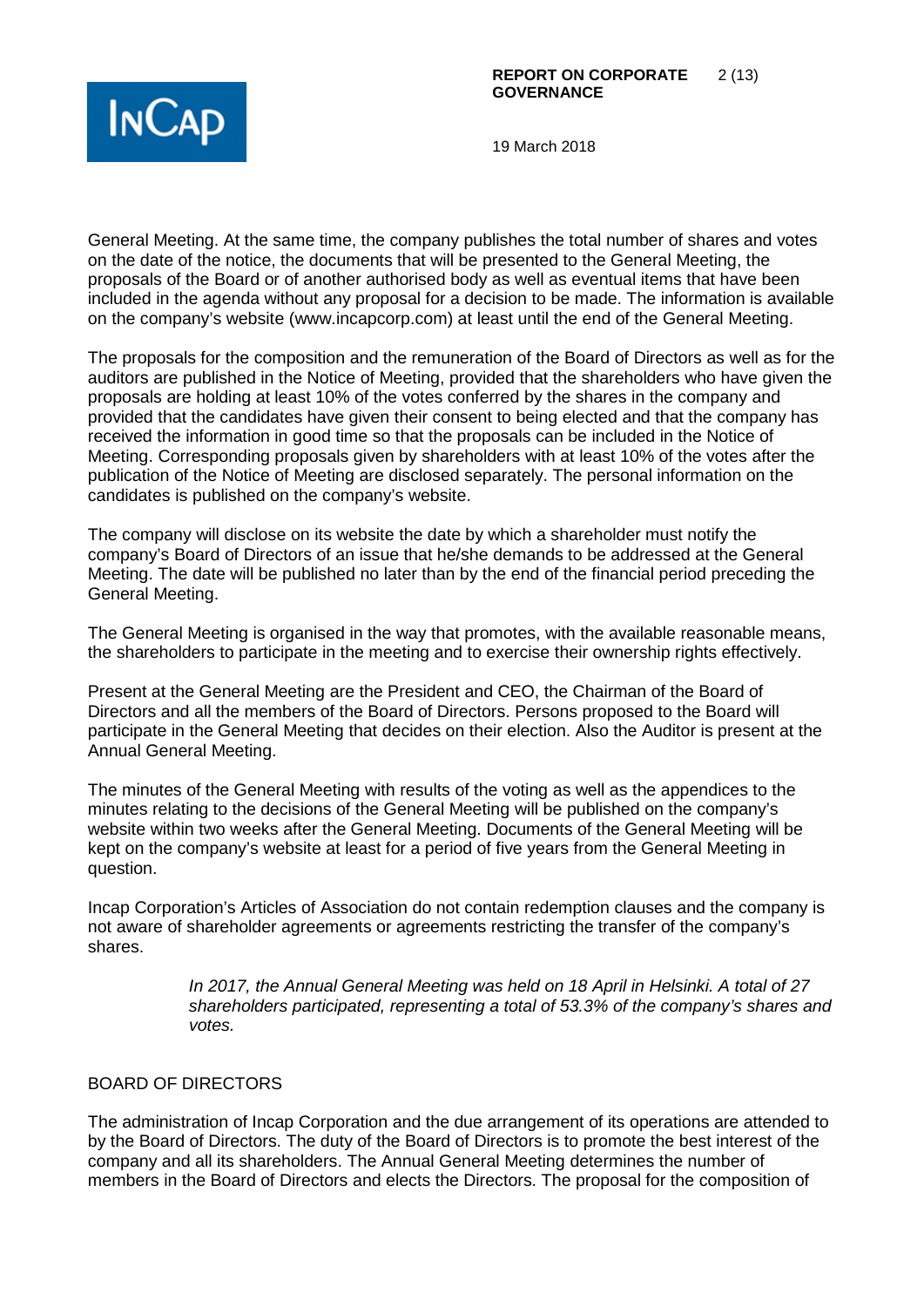General Meeting. At the same time, the company publishes the total number of shares and votes on the date of the notice, the documents that will be presented to the General Meeting, the proposals of the Board or of another authorised body as well as eventual items that have been included in the agenda without any proposal for a decision to be made. The information is available on the company's website (www.incapcorp.com) at least until the end of the General Meeting.

The proposals for the composition and the remuneration of the Board of Directors as well as for the auditors are published in the Notice of Meeting, provided that the shareholders who have given the proposals are holding at least 10% of the votes conferred by the shares in the company and provided that the candidates have given their consent to being elected and that the company has received the information in good time so that the proposals can be included in the Notice of Meeting. Corresponding proposals given by shareholders with at least 10% of the votes after the publication of the Notice of Meeting are disclosed separately. The personal information on the candidates is published on the company's website.

The company will disclose on its website the date by which a shareholder must notify the company's Board of Directors of an issue that he/she demands to be addressed at the General Meeting. The date will be published no later than by the end of the financial period preceding the General Meeting.

The General Meeting is organised in the way that promotes, with the available reasonable means, the shareholders to participate in the meeting and to exercise their ownership rights effectively.

Present at the General Meeting are the President and CEO, the Chairman of the Board of Directors and all the members of the Board of Directors. Persons proposed to the Board will participate in the General Meeting that decides on their election. Also the Auditor is present at the Annual General Meeting.

The minutes of the General Meeting with results of the voting as well as the appendices to the minutes relating to the decisions of the General Meeting will be published on the company's website within two weeks after the General Meeting. Documents of the General Meeting will be kept on the company's website at least for a period of five years from the General Meeting in question.

Incap Corporation's Articles of Association do not contain redemption clauses and the company is not aware of shareholder agreements or agreements restricting the transfer of the company's shares.

> *In 2017, the Annual General Meeting was held on 18 April in Helsinki. A total of 27 shareholders participated, representing a total of 53.3% of the company's shares and votes.*

## BOARD OF DIRECTORS

The administration of Incap Corporation and the due arrangement of its operations are attended to by the Board of Directors. The duty of the Board of Directors is to promote the best interest of the company and all its shareholders. The Annual General Meeting determines the number of members in the Board of Directors and elects the Directors. The proposal for the composition of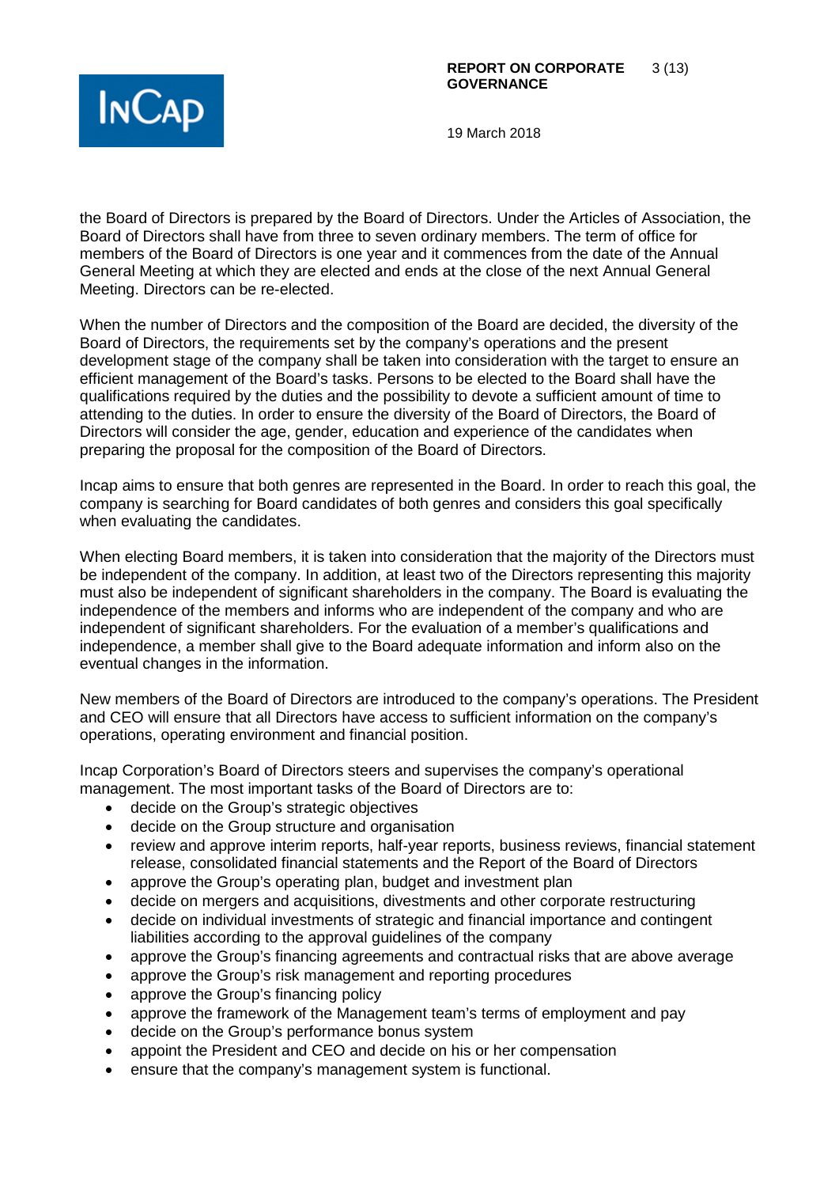the Board of Directors is prepared by the Board of Directors. Under the Articles of Association, the Board of Directors shall have from three to seven ordinary members. The term of office for members of the Board of Directors is one year and it commences from the date of the Annual General Meeting at which they are elected and ends at the close of the next Annual General Meeting. Directors can be re-elected.

When the number of Directors and the composition of the Board are decided, the diversity of the Board of Directors, the requirements set by the company's operations and the present development stage of the company shall be taken into consideration with the target to ensure an efficient management of the Board's tasks. Persons to be elected to the Board shall have the qualifications required by the duties and the possibility to devote a sufficient amount of time to attending to the duties. In order to ensure the diversity of the Board of Directors, the Board of Directors will consider the age, gender, education and experience of the candidates when preparing the proposal for the composition of the Board of Directors.

Incap aims to ensure that both genres are represented in the Board. In order to reach this goal, the company is searching for Board candidates of both genres and considers this goal specifically when evaluating the candidates.

When electing Board members, it is taken into consideration that the majority of the Directors must be independent of the company. In addition, at least two of the Directors representing this majority must also be independent of significant shareholders in the company. The Board is evaluating the independence of the members and informs who are independent of the company and who are independent of significant shareholders. For the evaluation of a member's qualifications and independence, a member shall give to the Board adequate information and inform also on the eventual changes in the information.

New members of the Board of Directors are introduced to the company's operations. The President and CEO will ensure that all Directors have access to sufficient information on the company's operations, operating environment and financial position.

Incap Corporation's Board of Directors steers and supervises the company's operational management. The most important tasks of the Board of Directors are to:

- decide on the Group's strategic objectives
- decide on the Group structure and organisation
- review and approve interim reports, half-year reports, business reviews, financial statement release, consolidated financial statements and the Report of the Board of Directors
- approve the Group's operating plan, budget and investment plan
- decide on mergers and acquisitions, divestments and other corporate restructuring
- decide on individual investments of strategic and financial importance and contingent liabilities according to the approval guidelines of the company
- approve the Group's financing agreements and contractual risks that are above average
- approve the Group's risk management and reporting procedures
- approve the Group's financing policy
- approve the framework of the Management team's terms of employment and pay
- decide on the Group's performance bonus system
- appoint the President and CEO and decide on his or her compensation
- ensure that the company's management system is functional.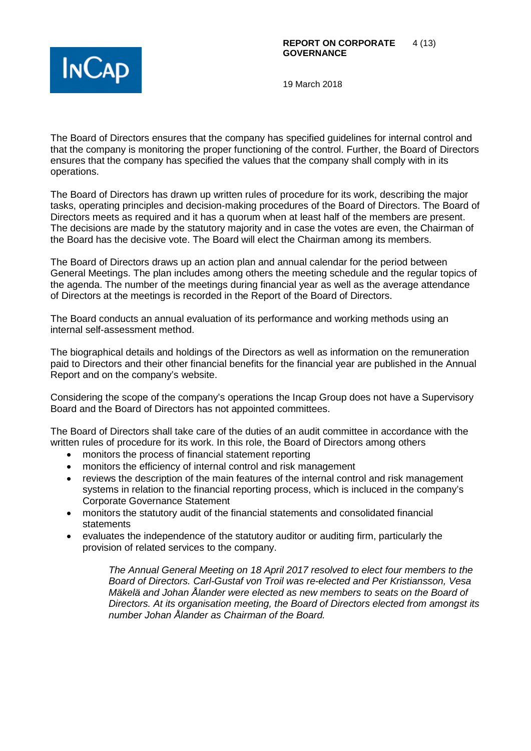The Board of Directors ensures that the company has specified guidelines for internal control and that the company is monitoring the proper functioning of the control. Further, the Board of Directors ensures that the company has specified the values that the company shall comply with in its operations.

The Board of Directors has drawn up written rules of procedure for its work, describing the major tasks, operating principles and decision-making procedures of the Board of Directors. The Board of Directors meets as required and it has a quorum when at least half of the members are present. The decisions are made by the statutory majority and in case the votes are even, the Chairman of the Board has the decisive vote. The Board will elect the Chairman among its members.

The Board of Directors draws up an action plan and annual calendar for the period between General Meetings. The plan includes among others the meeting schedule and the regular topics of the agenda. The number of the meetings during financial year as well as the average attendance of Directors at the meetings is recorded in the Report of the Board of Directors.

The Board conducts an annual evaluation of its performance and working methods using an internal self-assessment method.

The biographical details and holdings of the Directors as well as information on the remuneration paid to Directors and their other financial benefits for the financial year are published in the Annual Report and on the company's website.

Considering the scope of the company's operations the Incap Group does not have a Supervisory Board and the Board of Directors has not appointed committees.

The Board of Directors shall take care of the duties of an audit committee in accordance with the written rules of procedure for its work. In this role, the Board of Directors among others

- monitors the process of financial statement reporting
- monitors the efficiency of internal control and risk management
- reviews the description of the main features of the internal control and risk management systems in relation to the financial reporting process, which is incluced in the company's Corporate Governance Statement
- monitors the statutory audit of the financial statements and consolidated financial statements
- evaluates the independence of the statutory auditor or auditing firm, particularly the provision of related services to the company.

*The Annual General Meeting on 18 April 2017 resolved to elect four members to the Board of Directors. Carl-Gustaf von Troil was re-elected and Per Kristiansson, Vesa Mäkelä and Johan Ålander were elected as new members to seats on the Board of Directors. At its organisation meeting, the Board of Directors elected from amongst its number Johan Ålander as Chairman of the Board.*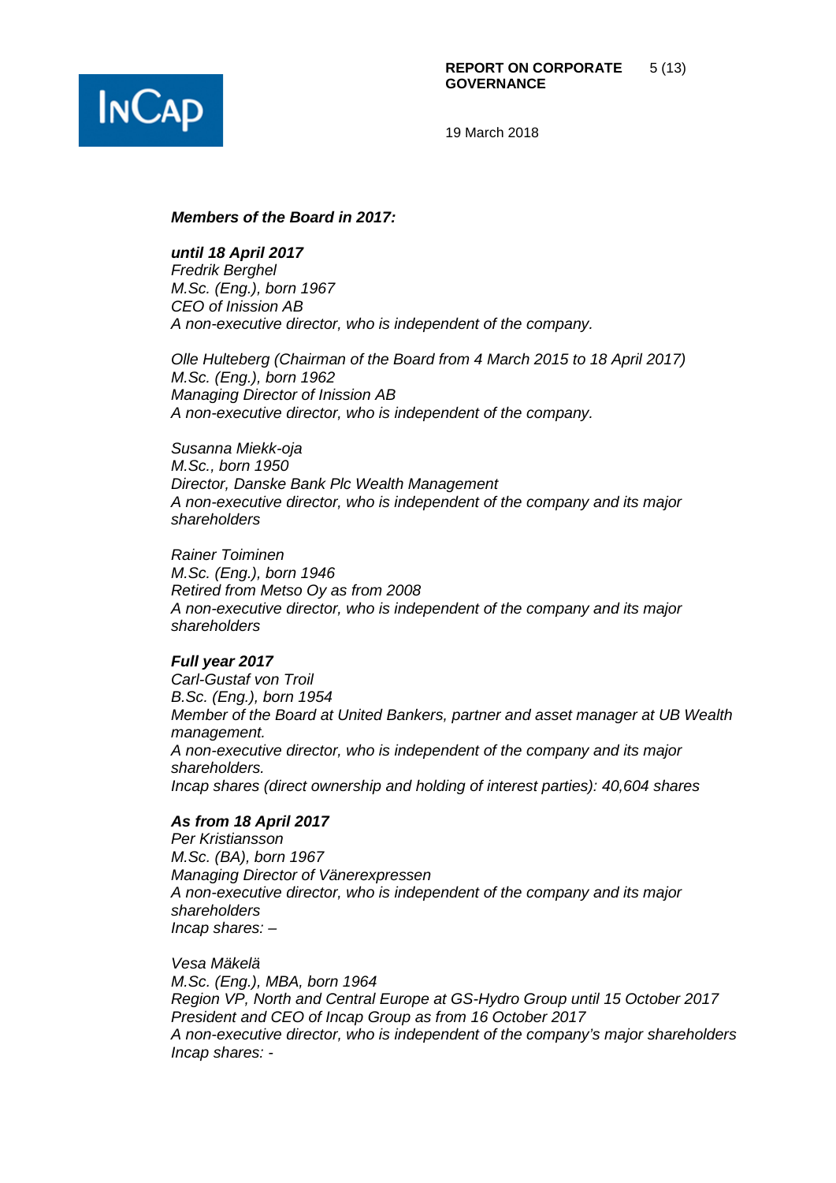***Members of the Board in 2017:***

***until 18 April 2017***

*Fredrik Berghel*
*M.Sc. (Eng.), born 1967*
*CEO of Inission AB*
*A non-executive director, who is independent of the company.*

*Olle Hulteberg (Chairman of the Board from 4 March 2015 to 18 April 2017)*
*M.Sc. (Eng.), born 1962*
*Managing Director of Inission AB*
*A non-executive director, who is independent of the company.*

*Susanna Miekk-oja*
*M.Sc., born 1950*
*Director, Danske Bank Plc Wealth Management*
*A non-executive director, who is independent of the company and its major shareholders*

*Rainer Toiminen*
*M.Sc. (Eng.), born 1946*
*Retired from Metso Oy as from 2008*
*A non-executive director, who is independent of the company and its major shareholders*

***Full year 2017***

*Carl-Gustaf von Troil*
*B.Sc. (Eng.), born 1954*
*Member of the Board at United Bankers, partner and asset manager at UB Wealth management.*
*A non-executive director, who is independent of the company and its major shareholders.*
*Incap shares (direct ownership and holding of interest parties): 40,604 shares*

***As from 18 April 2017***

*Per Kristiansson*
*M.Sc. (BA), born 1967*
*Managing Director of Vänerexpressen*
*A non-executive director, who is independent of the company and its major shareholders*
*Incap shares: –*

*Vesa Mäkelä*
*M.Sc. (Eng.), MBA, born 1964*
*Region VP, North and Central Europe at GS-Hydro Group until 15 October 2017*
*President and CEO of Incap Group as from 16 October 2017*
*A non-executive director, who is independent of the company's major shareholders*
*Incap shares: -*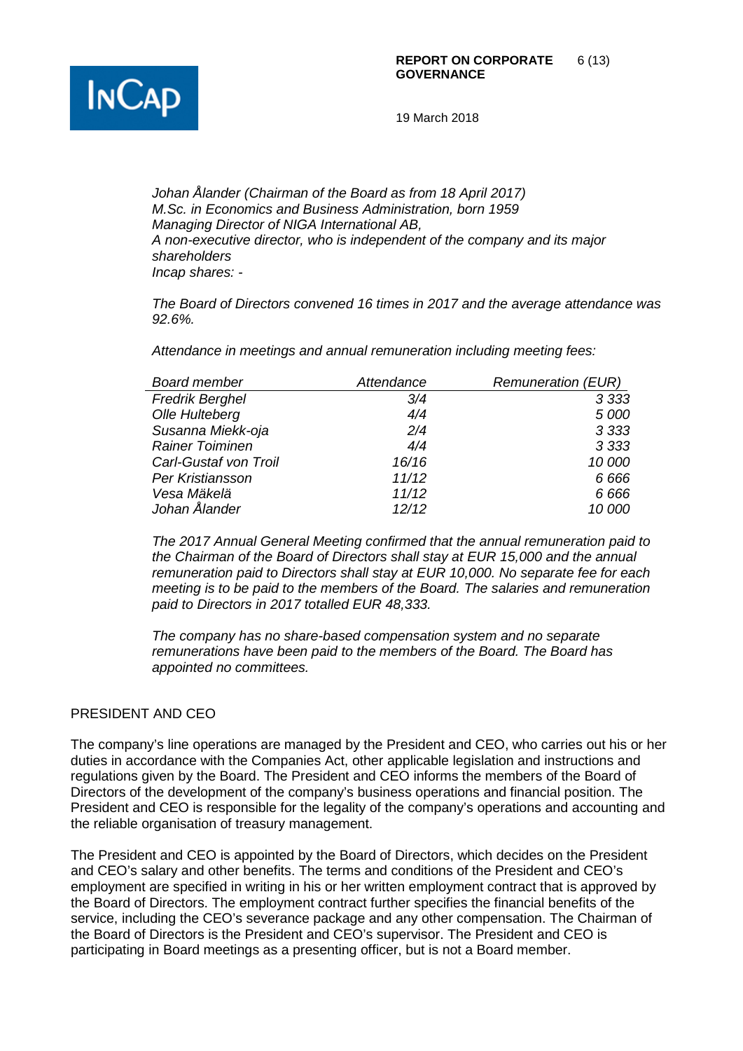*Johan Ålander (Chairman of the Board as from 18 April 2017)*
*M.Sc. in Economics and Business Administration, born 1959*
*Managing Director of NIGA International AB,*
*A non-executive director, who is independent of the company and its major shareholders*
*Incap shares: -*

*The Board of Directors convened 16 times in 2017 and the average attendance was 92.6%.*

*Attendance in meetings and annual remuneration including meeting fees:*

| *Board member* | *Attendance* | *Remuneration (EUR)* |
|---|---|---|
| *Fredrik Berghel* | *3/4* | *3 333* |
| *Olle Hulteberg* | *4/4* | *5 000* |
| *Susanna Miekk-oja* | *2/4* | *3 333* |
| *Rainer Toiminen* | *4/4* | *3 333* |
| *Carl-Gustaf von Troil* | *16/16* | *10 000* |
| *Per Kristiansson* | *11/12* | *6 666* |
| *Vesa Mäkelä* | *11/12* | *6 666* |
| *Johan Ålander* | *12/12* | *10 000* |

*The 2017 Annual General Meeting confirmed that the annual remuneration paid to the Chairman of the Board of Directors shall stay at EUR 15,000 and the annual remuneration paid to Directors shall stay at EUR 10,000. No separate fee for each meeting is to be paid to the members of the Board. The salaries and remuneration paid to Directors in 2017 totalled EUR 48,333.*

*The company has no share-based compensation system and no separate remunerations have been paid to the members of the Board. The Board has appointed no committees.*

## PRESIDENT AND CEO

The company's line operations are managed by the President and CEO, who carries out his or her duties in accordance with the Companies Act, other applicable legislation and instructions and regulations given by the Board. The President and CEO informs the members of the Board of Directors of the development of the company's business operations and financial position. The President and CEO is responsible for the legality of the company's operations and accounting and the reliable organisation of treasury management.

The President and CEO is appointed by the Board of Directors, which decides on the President and CEO's salary and other benefits. The terms and conditions of the President and CEO's employment are specified in writing in his or her written employment contract that is approved by the Board of Directors. The employment contract further specifies the financial benefits of the service, including the CEO's severance package and any other compensation. The Chairman of the Board of Directors is the President and CEO's supervisor. The President and CEO is participating in Board meetings as a presenting officer, but is not a Board member.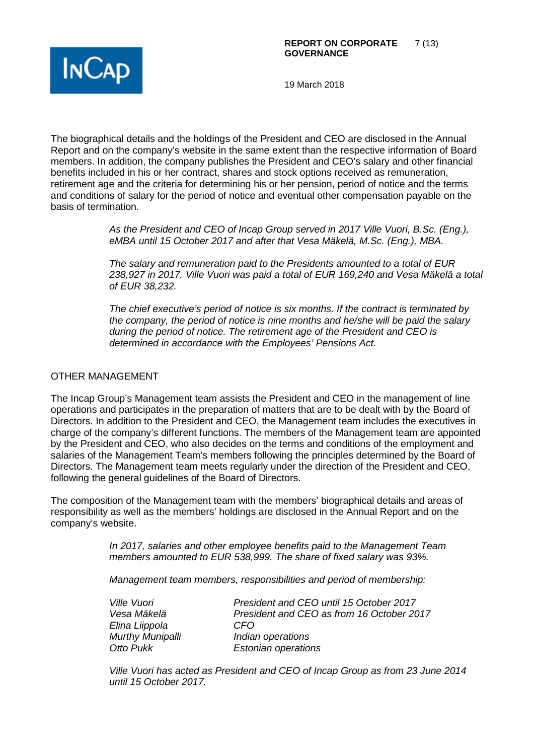The biographical details and the holdings of the President and CEO are disclosed in the Annual Report and on the company's website in the same extent than the respective information of Board members. In addition, the company publishes the President and CEO's salary and other financial benefits included in his or her contract, shares and stock options received as remuneration, retirement age and the criteria for determining his or her pension, period of notice and the terms and conditions of salary for the period of notice and eventual other compensation payable on the basis of termination.

*As the President and CEO of Incap Group served in 2017 Ville Vuori, B.Sc. (Eng.), eMBA until 15 October 2017 and after that Vesa Mäkelä, M.Sc. (Eng.), MBA.*

*The salary and remuneration paid to the Presidents amounted to a total of EUR 238,927 in 2017. Ville Vuori was paid a total of EUR 169,240 and Vesa Mäkelä a total of EUR 38,232.*

*The chief executive's period of notice is six months. If the contract is terminated by the company, the period of notice is nine months and he/she will be paid the salary during the period of notice. The retirement age of the President and CEO is determined in accordance with the Employees' Pensions Act.*

## OTHER MANAGEMENT

The Incap Group's Management team assists the President and CEO in the management of line operations and participates in the preparation of matters that are to be dealt with by the Board of Directors. In addition to the President and CEO, the Management team includes the executives in charge of the company's different functions. The members of the Management team are appointed by the President and CEO, who also decides on the terms and conditions of the employment and salaries of the Management Team's members following the principles determined by the Board of Directors. The Management team meets regularly under the direction of the President and CEO, following the general guidelines of the Board of Directors.

The composition of the Management team with the members' biographical details and areas of responsibility as well as the members' holdings are disclosed in the Annual Report and on the company's website.

*In 2017, salaries and other employee benefits paid to the Management Team members amounted to EUR 538,999. The share of fixed salary was 93%.*

*Management team members, responsibilities and period of membership:*

| | |
|---|---|
| *Ville Vuori* | *President and CEO until 15 October 2017* |
| *Vesa Mäkelä* | *President and CEO as from 16 October 2017* |
| *Elina Liippola* | *CFO* |
| *Murthy Munipalli* | *Indian operations* |
| *Otto Pukk* | *Estonian operations* |

*Ville Vuori has acted as President and CEO of Incap Group as from 23 June 2014 until 15 October 2017.*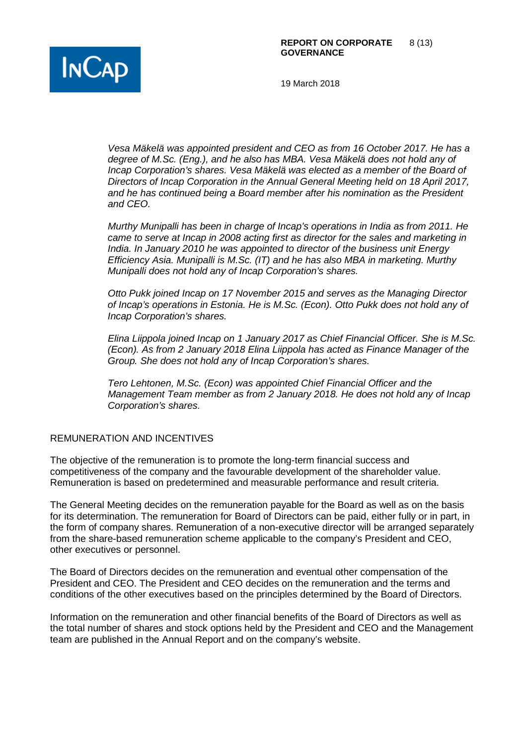*Vesa Mäkelä was appointed president and CEO as from 16 October 2017. He has a degree of M.Sc. (Eng.), and he also has MBA. Vesa Mäkelä does not hold any of Incap Corporation's shares. Vesa Mäkelä was elected as a member of the Board of Directors of Incap Corporation in the Annual General Meeting held on 18 April 2017, and he has continued being a Board member after his nomination as the President and CEO.*

*Murthy Munipalli has been in charge of Incap's operations in India as from 2011. He came to serve at Incap in 2008 acting first as director for the sales and marketing in India. In January 2010 he was appointed to director of the business unit Energy Efficiency Asia. Munipalli is M.Sc. (IT) and he has also MBA in marketing. Murthy Munipalli does not hold any of Incap Corporation's shares.*

*Otto Pukk joined Incap on 17 November 2015 and serves as the Managing Director of Incap's operations in Estonia. He is M.Sc. (Econ). Otto Pukk does not hold any of Incap Corporation's shares.*

*Elina Liippola joined Incap on 1 January 2017 as Chief Financial Officer. She is M.Sc. (Econ). As from 2 January 2018 Elina Liippola has acted as Finance Manager of the Group. She does not hold any of Incap Corporation's shares.*

*Tero Lehtonen, M.Sc. (Econ) was appointed Chief Financial Officer and the Management Team member as from 2 January 2018. He does not hold any of Incap Corporation's shares.*

## REMUNERATION AND INCENTIVES

The objective of the remuneration is to promote the long-term financial success and competitiveness of the company and the favourable development of the shareholder value. Remuneration is based on predetermined and measurable performance and result criteria.

The General Meeting decides on the remuneration payable for the Board as well as on the basis for its determination. The remuneration for Board of Directors can be paid, either fully or in part, in the form of company shares. Remuneration of a non-executive director will be arranged separately from the share-based remuneration scheme applicable to the company's President and CEO, other executives or personnel.

The Board of Directors decides on the remuneration and eventual other compensation of the President and CEO. The President and CEO decides on the remuneration and the terms and conditions of the other executives based on the principles determined by the Board of Directors.

Information on the remuneration and other financial benefits of the Board of Directors as well as the total number of shares and stock options held by the President and CEO and the Management team are published in the Annual Report and on the company's website.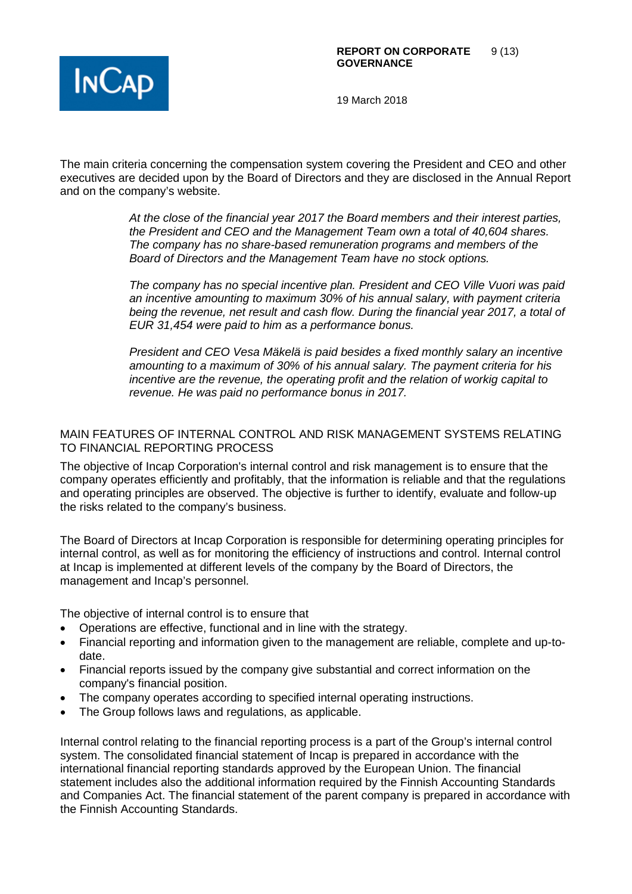The main criteria concerning the compensation system covering the President and CEO and other executives are decided upon by the Board of Directors and they are disclosed in the Annual Report and on the company's website.

*At the close of the financial year 2017 the Board members and their interest parties, the President and CEO and the Management Team own a total of 40,604 shares. The company has no share-based remuneration programs and members of the Board of Directors and the Management Team have no stock options.*

*The company has no special incentive plan. President and CEO Ville Vuori was paid an incentive amounting to maximum 30% of his annual salary, with payment criteria being the revenue, net result and cash flow. During the financial year 2017, a total of EUR 31,454 were paid to him as a performance bonus.*

*President and CEO Vesa Mäkelä is paid besides a fixed monthly salary an incentive amounting to a maximum of 30% of his annual salary. The payment criteria for his incentive are the revenue, the operating profit and the relation of workig capital to revenue. He was paid no performance bonus in 2017.*

## MAIN FEATURES OF INTERNAL CONTROL AND RISK MANAGEMENT SYSTEMS RELATING TO FINANCIAL REPORTING PROCESS

The objective of Incap Corporation's internal control and risk management is to ensure that the company operates efficiently and profitably, that the information is reliable and that the regulations and operating principles are observed. The objective is further to identify, evaluate and follow-up the risks related to the company's business.

The Board of Directors at Incap Corporation is responsible for determining operating principles for internal control, as well as for monitoring the efficiency of instructions and control. Internal control at Incap is implemented at different levels of the company by the Board of Directors, the management and Incap's personnel.

The objective of internal control is to ensure that

- Operations are effective, functional and in line with the strategy.
- Financial reporting and information given to the management are reliable, complete and up-to-date.
- Financial reports issued by the company give substantial and correct information on the company's financial position.
- The company operates according to specified internal operating instructions.
- The Group follows laws and regulations, as applicable.

Internal control relating to the financial reporting process is a part of the Group's internal control system. The consolidated financial statement of Incap is prepared in accordance with the international financial reporting standards approved by the European Union. The financial statement includes also the additional information required by the Finnish Accounting Standards and Companies Act. The financial statement of the parent company is prepared in accordance with the Finnish Accounting Standards.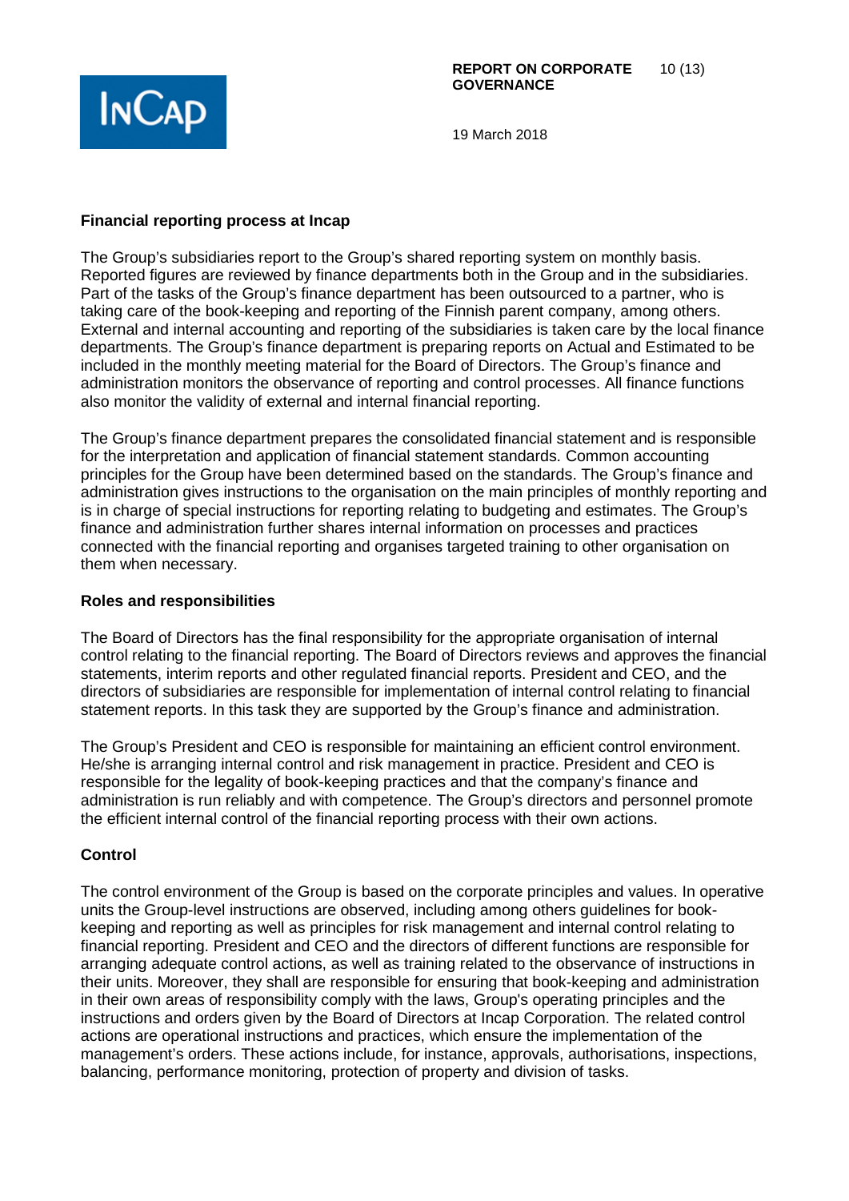## Financial reporting process at Incap

The Group's subsidiaries report to the Group's shared reporting system on monthly basis. Reported figures are reviewed by finance departments both in the Group and in the subsidiaries. Part of the tasks of the Group's finance department has been outsourced to a partner, who is taking care of the book-keeping and reporting of the Finnish parent company, among others. External and internal accounting and reporting of the subsidiaries is taken care by the local finance departments. The Group's finance department is preparing reports on Actual and Estimated to be included in the monthly meeting material for the Board of Directors. The Group's finance and administration monitors the observance of reporting and control processes. All finance functions also monitor the validity of external and internal financial reporting.

The Group's finance department prepares the consolidated financial statement and is responsible for the interpretation and application of financial statement standards. Common accounting principles for the Group have been determined based on the standards. The Group's finance and administration gives instructions to the organisation on the main principles of monthly reporting and is in charge of special instructions for reporting relating to budgeting and estimates. The Group's finance and administration further shares internal information on processes and practices connected with the financial reporting and organises targeted training to other organisation on them when necessary.

## Roles and responsibilities

The Board of Directors has the final responsibility for the appropriate organisation of internal control relating to the financial reporting. The Board of Directors reviews and approves the financial statements, interim reports and other regulated financial reports. President and CEO, and the directors of subsidiaries are responsible for implementation of internal control relating to financial statement reports. In this task they are supported by the Group's finance and administration.

The Group's President and CEO is responsible for maintaining an efficient control environment. He/she is arranging internal control and risk management in practice. President and CEO is responsible for the legality of book-keeping practices and that the company's finance and administration is run reliably and with competence. The Group's directors and personnel promote the efficient internal control of the financial reporting process with their own actions.

## Control

The control environment of the Group is based on the corporate principles and values. In operative units the Group-level instructions are observed, including among others guidelines for book-keeping and reporting as well as principles for risk management and internal control relating to financial reporting. President and CEO and the directors of different functions are responsible for arranging adequate control actions, as well as training related to the observance of instructions in their units. Moreover, they shall are responsible for ensuring that book-keeping and administration in their own areas of responsibility comply with the laws, Group's operating principles and the instructions and orders given by the Board of Directors at Incap Corporation. The related control actions are operational instructions and practices, which ensure the implementation of the management's orders. These actions include, for instance, approvals, authorisations, inspections, balancing, performance monitoring, protection of property and division of tasks.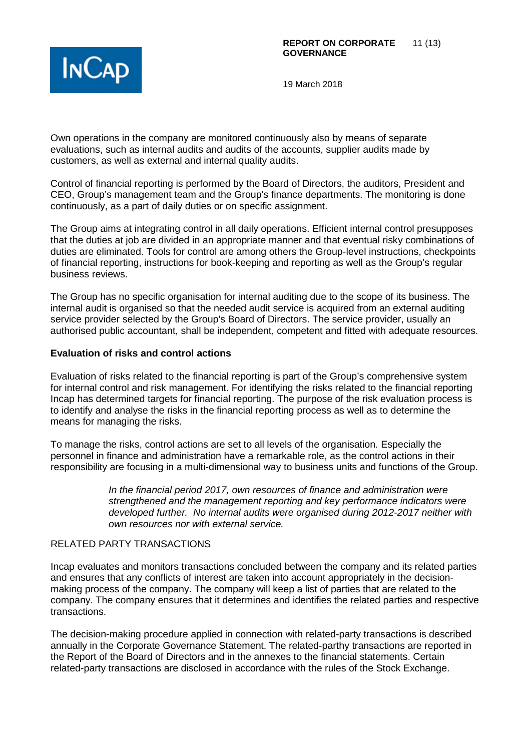Own operations in the company are monitored continuously also by means of separate evaluations, such as internal audits and audits of the accounts, supplier audits made by customers, as well as external and internal quality audits.

Control of financial reporting is performed by the Board of Directors, the auditors, President and CEO, Group's management team and the Group's finance departments. The monitoring is done continuously, as a part of daily duties or on specific assignment.

The Group aims at integrating control in all daily operations. Efficient internal control presupposes that the duties at job are divided in an appropriate manner and that eventual risky combinations of duties are eliminated. Tools for control are among others the Group-level instructions, checkpoints of financial reporting, instructions for book-keeping and reporting as well as the Group's regular business reviews.

The Group has no specific organisation for internal auditing due to the scope of its business. The internal audit is organised so that the needed audit service is acquired from an external auditing service provider selected by the Group's Board of Directors. The service provider, usually an authorised public accountant, shall be independent, competent and fitted with adequate resources.

**Evaluation of risks and control actions**

Evaluation of risks related to the financial reporting is part of the Group's comprehensive system for internal control and risk management. For identifying the risks related to the financial reporting Incap has determined targets for financial reporting. The purpose of the risk evaluation process is to identify and analyse the risks in the financial reporting process as well as to determine the means for managing the risks.

To manage the risks, control actions are set to all levels of the organisation. Especially the personnel in finance and administration have a remarkable role, as the control actions in their responsibility are focusing in a multi-dimensional way to business units and functions of the Group.

> *In the financial period 2017, own resources of finance and administration were strengthened and the management reporting and key performance indicators were developed further. No internal audits were organised during 2012-2017 neither with own resources nor with external service.*

## RELATED PARTY TRANSACTIONS

Incap evaluates and monitors transactions concluded between the company and its related parties and ensures that any conflicts of interest are taken into account appropriately in the decision-making process of the company. The company will keep a list of parties that are related to the company. The company ensures that it determines and identifies the related parties and respective transactions.

The decision-making procedure applied in connection with related-party transactions is described annually in the Corporate Governance Statement. The related-parthy transactions are reported in the Report of the Board of Directors and in the annexes to the financial statements. Certain related-party transactions are disclosed in accordance with the rules of the Stock Exchange.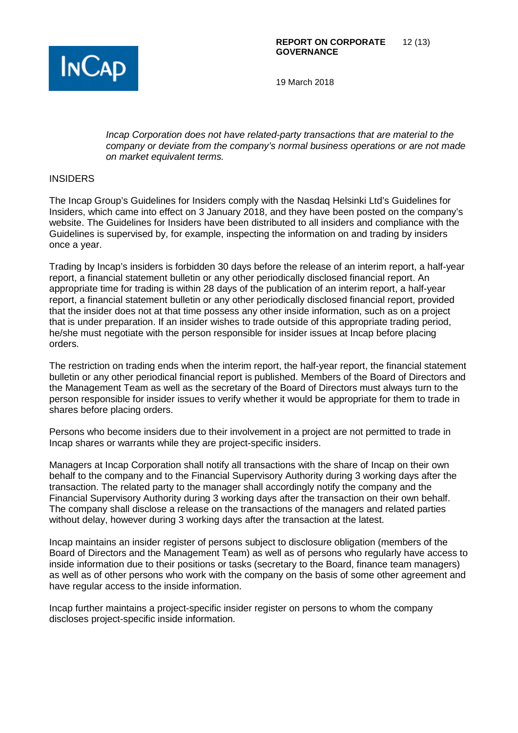*Incap Corporation does not have related-party transactions that are material to the company or deviate from the company's normal business operations or are not made on market equivalent terms.*

## INSIDERS

The Incap Group's Guidelines for Insiders comply with the Nasdaq Helsinki Ltd's Guidelines for Insiders, which came into effect on 3 January 2018, and they have been posted on the company's website. The Guidelines for Insiders have been distributed to all insiders and compliance with the Guidelines is supervised by, for example, inspecting the information on and trading by insiders once a year.

Trading by Incap's insiders is forbidden 30 days before the release of an interim report, a half-year report, a financial statement bulletin or any other periodically disclosed financial report. An appropriate time for trading is within 28 days of the publication of an interim report, a half-year report, a financial statement bulletin or any other periodically disclosed financial report, provided that the insider does not at that time possess any other inside information, such as on a project that is under preparation. If an insider wishes to trade outside of this appropriate trading period, he/she must negotiate with the person responsible for insider issues at Incap before placing orders.

The restriction on trading ends when the interim report, the half-year report, the financial statement bulletin or any other periodical financial report is published. Members of the Board of Directors and the Management Team as well as the secretary of the Board of Directors must always turn to the person responsible for insider issues to verify whether it would be appropriate for them to trade in shares before placing orders.

Persons who become insiders due to their involvement in a project are not permitted to trade in Incap shares or warrants while they are project-specific insiders.

Managers at Incap Corporation shall notify all transactions with the share of Incap on their own behalf to the company and to the Financial Supervisory Authority during 3 working days after the transaction. The related party to the manager shall accordingly notify the company and the Financial Supervisory Authority during 3 working days after the transaction on their own behalf. The company shall disclose a release on the transactions of the managers and related parties without delay, however during 3 working days after the transaction at the latest.

Incap maintains an insider register of persons subject to disclosure obligation (members of the Board of Directors and the Management Team) as well as of persons who regularly have access to inside information due to their positions or tasks (secretary to the Board, finance team managers) as well as of other persons who work with the company on the basis of some other agreement and have regular access to the inside information.

Incap further maintains a project-specific insider register on persons to whom the company discloses project-specific inside information.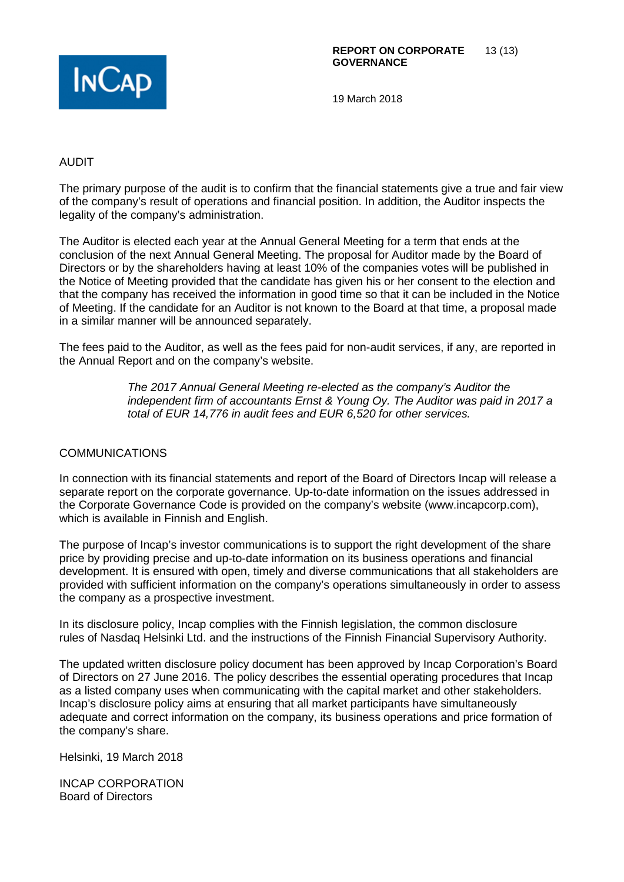## AUDIT

The primary purpose of the audit is to confirm that the financial statements give a true and fair view of the company's result of operations and financial position. In addition, the Auditor inspects the legality of the company's administration.

The Auditor is elected each year at the Annual General Meeting for a term that ends at the conclusion of the next Annual General Meeting. The proposal for Auditor made by the Board of Directors or by the shareholders having at least 10% of the companies votes will be published in the Notice of Meeting provided that the candidate has given his or her consent to the election and that the company has received the information in good time so that it can be included in the Notice of Meeting. If the candidate for an Auditor is not known to the Board at that time, a proposal made in a similar manner will be announced separately.

The fees paid to the Auditor, as well as the fees paid for non-audit services, if any, are reported in the Annual Report and on the company's website.

> *The 2017 Annual General Meeting re-elected as the company's Auditor the independent firm of accountants Ernst & Young Oy. The Auditor was paid in 2017 a total of EUR 14,776 in audit fees and EUR 6,520 for other services.*

## COMMUNICATIONS

In connection with its financial statements and report of the Board of Directors Incap will release a separate report on the corporate governance. Up-to-date information on the issues addressed in the Corporate Governance Code is provided on the company's website (www.incapcorp.com), which is available in Finnish and English.

The purpose of Incap's investor communications is to support the right development of the share price by providing precise and up-to-date information on its business operations and financial development. It is ensured with open, timely and diverse communications that all stakeholders are provided with sufficient information on the company's operations simultaneously in order to assess the company as a prospective investment.

In its disclosure policy, Incap complies with the Finnish legislation, the common disclosure rules of Nasdaq Helsinki Ltd. and the instructions of the Finnish Financial Supervisory Authority.

The updated written disclosure policy document has been approved by Incap Corporation's Board of Directors on 27 June 2016. The policy describes the essential operating procedures that Incap as a listed company uses when communicating with the capital market and other stakeholders. Incap's disclosure policy aims at ensuring that all market participants have simultaneously adequate and correct information on the company, its business operations and price formation of the company's share.

Helsinki, 19 March 2018

INCAP CORPORATION
Board of Directors